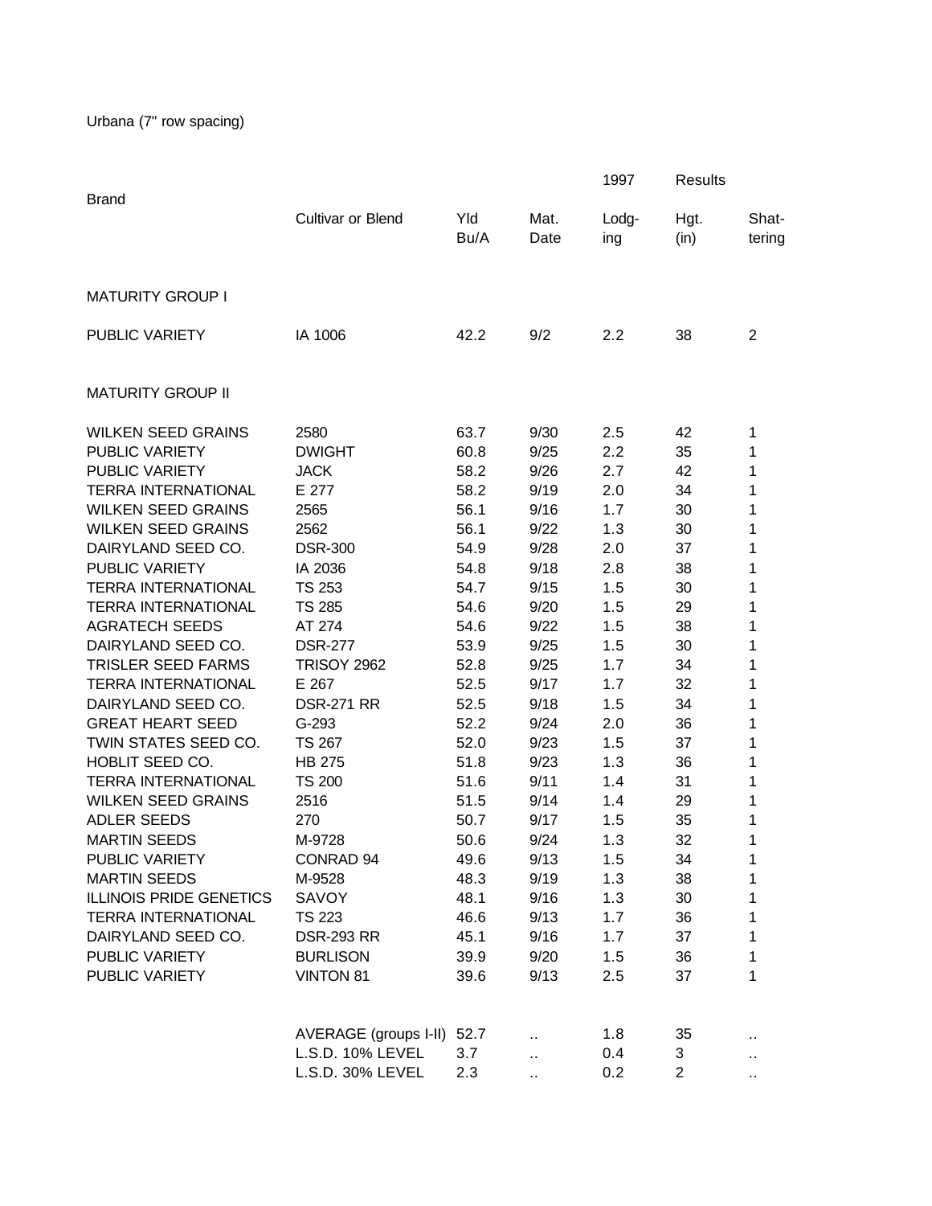Urbana (7" row spacing)

| Brand | Cultivar or Blend | Yld Bu/A | Mat. Date | 1997 Lodg-ing | Results Hgt. (in) | Shat-tering |
|---|---|---|---|---|---|---|
| MATURITY GROUP I | | | | | | |
| PUBLIC VARIETY | IA 1006 | 42.2 | 9/2 | 2.2 | 38 | 2 |
| MATURITY GROUP II | | | | | | |
| WILKEN SEED GRAINS | 2580 | 63.7 | 9/30 | 2.5 | 42 | 1 |
| PUBLIC VARIETY | DWIGHT | 60.8 | 9/25 | 2.2 | 35 | 1 |
| PUBLIC VARIETY | JACK | 58.2 | 9/26 | 2.7 | 42 | 1 |
| TERRA INTERNATIONAL | E 277 | 58.2 | 9/19 | 2.0 | 34 | 1 |
| WILKEN SEED GRAINS | 2565 | 56.1 | 9/16 | 1.7 | 30 | 1 |
| WILKEN SEED GRAINS | 2562 | 56.1 | 9/22 | 1.3 | 30 | 1 |
| DAIRYLAND SEED CO. | DSR-300 | 54.9 | 9/28 | 2.0 | 37 | 1 |
| PUBLIC VARIETY | IA 2036 | 54.8 | 9/18 | 2.8 | 38 | 1 |
| TERRA INTERNATIONAL | TS 253 | 54.7 | 9/15 | 1.5 | 30 | 1 |
| TERRA INTERNATIONAL | TS 285 | 54.6 | 9/20 | 1.5 | 29 | 1 |
| AGRATECH SEEDS | AT 274 | 54.6 | 9/22 | 1.5 | 38 | 1 |
| DAIRYLAND SEED CO. | DSR-277 | 53.9 | 9/25 | 1.5 | 30 | 1 |
| TRISLER SEED FARMS | TRISOY 2962 | 52.8 | 9/25 | 1.7 | 34 | 1 |
| TERRA INTERNATIONAL | E 267 | 52.5 | 9/17 | 1.7 | 32 | 1 |
| DAIRYLAND SEED CO. | DSR-271 RR | 52.5 | 9/18 | 1.5 | 34 | 1 |
| GREAT HEART SEED | G-293 | 52.2 | 9/24 | 2.0 | 36 | 1 |
| TWIN STATES SEED CO. | TS 267 | 52.0 | 9/23 | 1.5 | 37 | 1 |
| HOBLIT SEED CO. | HB 275 | 51.8 | 9/23 | 1.3 | 36 | 1 |
| TERRA INTERNATIONAL | TS 200 | 51.6 | 9/11 | 1.4 | 31 | 1 |
| WILKEN SEED GRAINS | 2516 | 51.5 | 9/14 | 1.4 | 29 | 1 |
| ADLER SEEDS | 270 | 50.7 | 9/17 | 1.5 | 35 | 1 |
| MARTIN SEEDS | M-9728 | 50.6 | 9/24 | 1.3 | 32 | 1 |
| PUBLIC VARIETY | CONRAD 94 | 49.6 | 9/13 | 1.5 | 34 | 1 |
| MARTIN SEEDS | M-9528 | 48.3 | 9/19 | 1.3 | 38 | 1 |
| ILLINOIS PRIDE GENETICS | SAVOY | 48.1 | 9/16 | 1.3 | 30 | 1 |
| TERRA INTERNATIONAL | TS 223 | 46.6 | 9/13 | 1.7 | 36 | 1 |
| DAIRYLAND SEED CO. | DSR-293 RR | 45.1 | 9/16 | 1.7 | 37 | 1 |
| PUBLIC VARIETY | BURLISON | 39.9 | 9/20 | 1.5 | 36 | 1 |
| PUBLIC VARIETY | VINTON 81 | 39.6 | 9/13 | 2.5 | 37 | 1 |
| | AVERAGE (groups I-II) | 52.7 | .. | 1.8 | 35 | .. |
| | L.S.D. 10% LEVEL | 3.7 | .. | 0.4 | 3 | .. |
| | L.S.D. 30% LEVEL | 2.3 | .. | 0.2 | 2 | .. |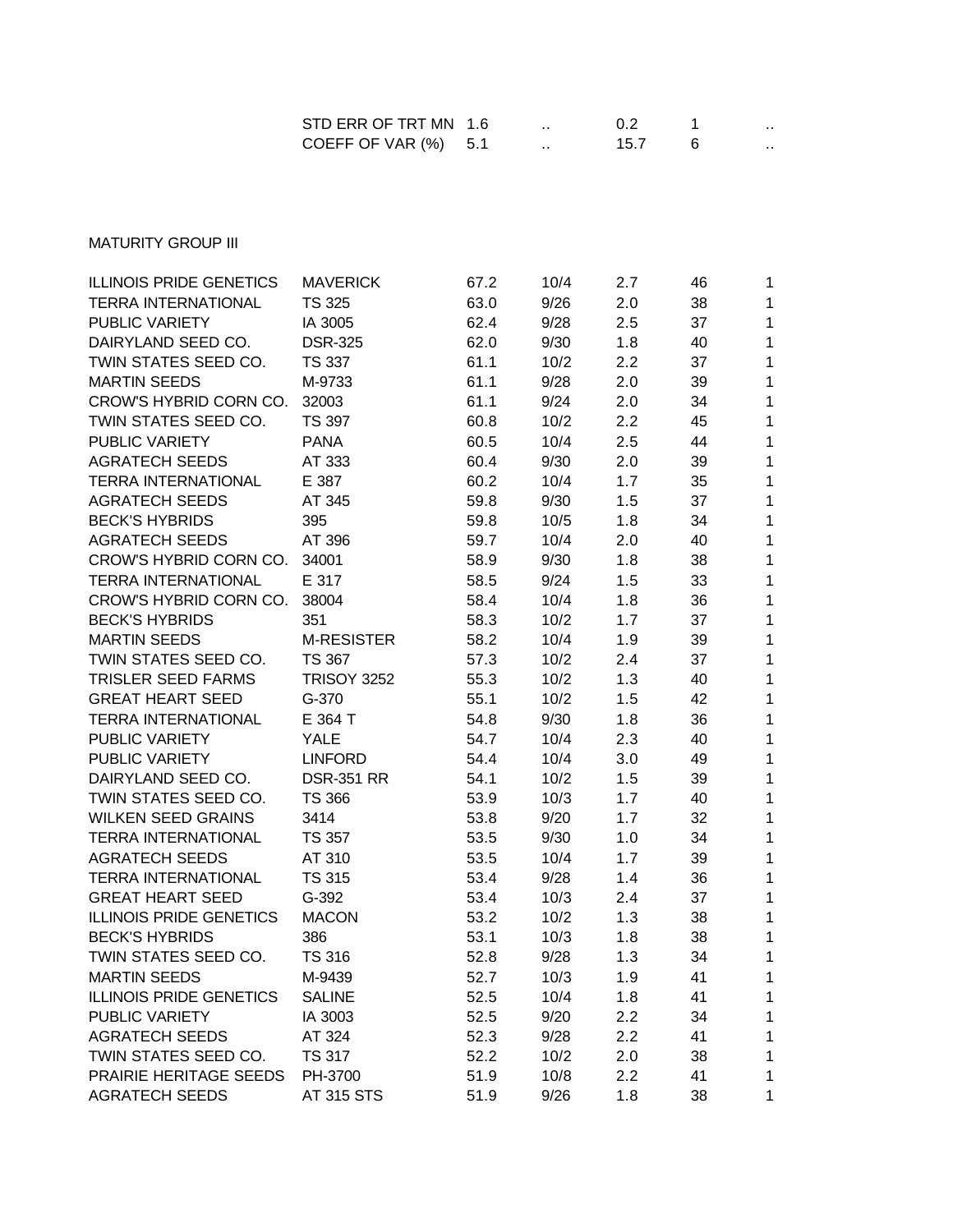| | | | | | | |
|---|---|---|---|---|---|---|
| | STD ERR OF TRT MN | 1.6 | .. | 0.2 | 1 | .. |
| | COEFF OF VAR (%) | 5.1 | .. | 15.7 | 6 | .. |

MATURITY GROUP III

| | | | | | | |
|---|---|---|---|---|---|---|
| ILLINOIS PRIDE GENETICS | MAVERICK | 67.2 | 10/4 | 2.7 | 46 | 1 |
| TERRA INTERNATIONAL | TS 325 | 63.0 | 9/26 | 2.0 | 38 | 1 |
| PUBLIC VARIETY | IA 3005 | 62.4 | 9/28 | 2.5 | 37 | 1 |
| DAIRYLAND SEED CO. | DSR-325 | 62.0 | 9/30 | 1.8 | 40 | 1 |
| TWIN STATES SEED CO. | TS 337 | 61.1 | 10/2 | 2.2 | 37 | 1 |
| MARTIN SEEDS | M-9733 | 61.1 | 9/28 | 2.0 | 39 | 1 |
| CROW'S HYBRID CORN CO. | 32003 | 61.1 | 9/24 | 2.0 | 34 | 1 |
| TWIN STATES SEED CO. | TS 397 | 60.8 | 10/2 | 2.2 | 45 | 1 |
| PUBLIC VARIETY | PANA | 60.5 | 10/4 | 2.5 | 44 | 1 |
| AGRATECH SEEDS | AT 333 | 60.4 | 9/30 | 2.0 | 39 | 1 |
| TERRA INTERNATIONAL | E 387 | 60.2 | 10/4 | 1.7 | 35 | 1 |
| AGRATECH SEEDS | AT 345 | 59.8 | 9/30 | 1.5 | 37 | 1 |
| BECK'S HYBRIDS | 395 | 59.8 | 10/5 | 1.8 | 34 | 1 |
| AGRATECH SEEDS | AT 396 | 59.7 | 10/4 | 2.0 | 40 | 1 |
| CROW'S HYBRID CORN CO. | 34001 | 58.9 | 9/30 | 1.8 | 38 | 1 |
| TERRA INTERNATIONAL | E 317 | 58.5 | 9/24 | 1.5 | 33 | 1 |
| CROW'S HYBRID CORN CO. | 38004 | 58.4 | 10/4 | 1.8 | 36 | 1 |
| BECK'S HYBRIDS | 351 | 58.3 | 10/2 | 1.7 | 37 | 1 |
| MARTIN SEEDS | M-RESISTER | 58.2 | 10/4 | 1.9 | 39 | 1 |
| TWIN STATES SEED CO. | TS 367 | 57.3 | 10/2 | 2.4 | 37 | 1 |
| TRISLER SEED FARMS | TRISOY 3252 | 55.3 | 10/2 | 1.3 | 40 | 1 |
| GREAT HEART SEED | G-370 | 55.1 | 10/2 | 1.5 | 42 | 1 |
| TERRA INTERNATIONAL | E 364 T | 54.8 | 9/30 | 1.8 | 36 | 1 |
| PUBLIC VARIETY | YALE | 54.7 | 10/4 | 2.3 | 40 | 1 |
| PUBLIC VARIETY | LINFORD | 54.4 | 10/4 | 3.0 | 49 | 1 |
| DAIRYLAND SEED CO. | DSR-351 RR | 54.1 | 10/2 | 1.5 | 39 | 1 |
| TWIN STATES SEED CO. | TS 366 | 53.9 | 10/3 | 1.7 | 40 | 1 |
| WILKEN SEED GRAINS | 3414 | 53.8 | 9/20 | 1.7 | 32 | 1 |
| TERRA INTERNATIONAL | TS 357 | 53.5 | 9/30 | 1.0 | 34 | 1 |
| AGRATECH SEEDS | AT 310 | 53.5 | 10/4 | 1.7 | 39 | 1 |
| TERRA INTERNATIONAL | TS 315 | 53.4 | 9/28 | 1.4 | 36 | 1 |
| GREAT HEART SEED | G-392 | 53.4 | 10/3 | 2.4 | 37 | 1 |
| ILLINOIS PRIDE GENETICS | MACON | 53.2 | 10/2 | 1.3 | 38 | 1 |
| BECK'S HYBRIDS | 386 | 53.1 | 10/3 | 1.8 | 38 | 1 |
| TWIN STATES SEED CO. | TS 316 | 52.8 | 9/28 | 1.3 | 34 | 1 |
| MARTIN SEEDS | M-9439 | 52.7 | 10/3 | 1.9 | 41 | 1 |
| ILLINOIS PRIDE GENETICS | SALINE | 52.5 | 10/4 | 1.8 | 41 | 1 |
| PUBLIC VARIETY | IA 3003 | 52.5 | 9/20 | 2.2 | 34 | 1 |
| AGRATECH SEEDS | AT 324 | 52.3 | 9/28 | 2.2 | 41 | 1 |
| TWIN STATES SEED CO. | TS 317 | 52.2 | 10/2 | 2.0 | 38 | 1 |
| PRAIRIE HERITAGE SEEDS | PH-3700 | 51.9 | 10/8 | 2.2 | 41 | 1 |
| AGRATECH SEEDS | AT 315 STS | 51.9 | 9/26 | 1.8 | 38 | 1 |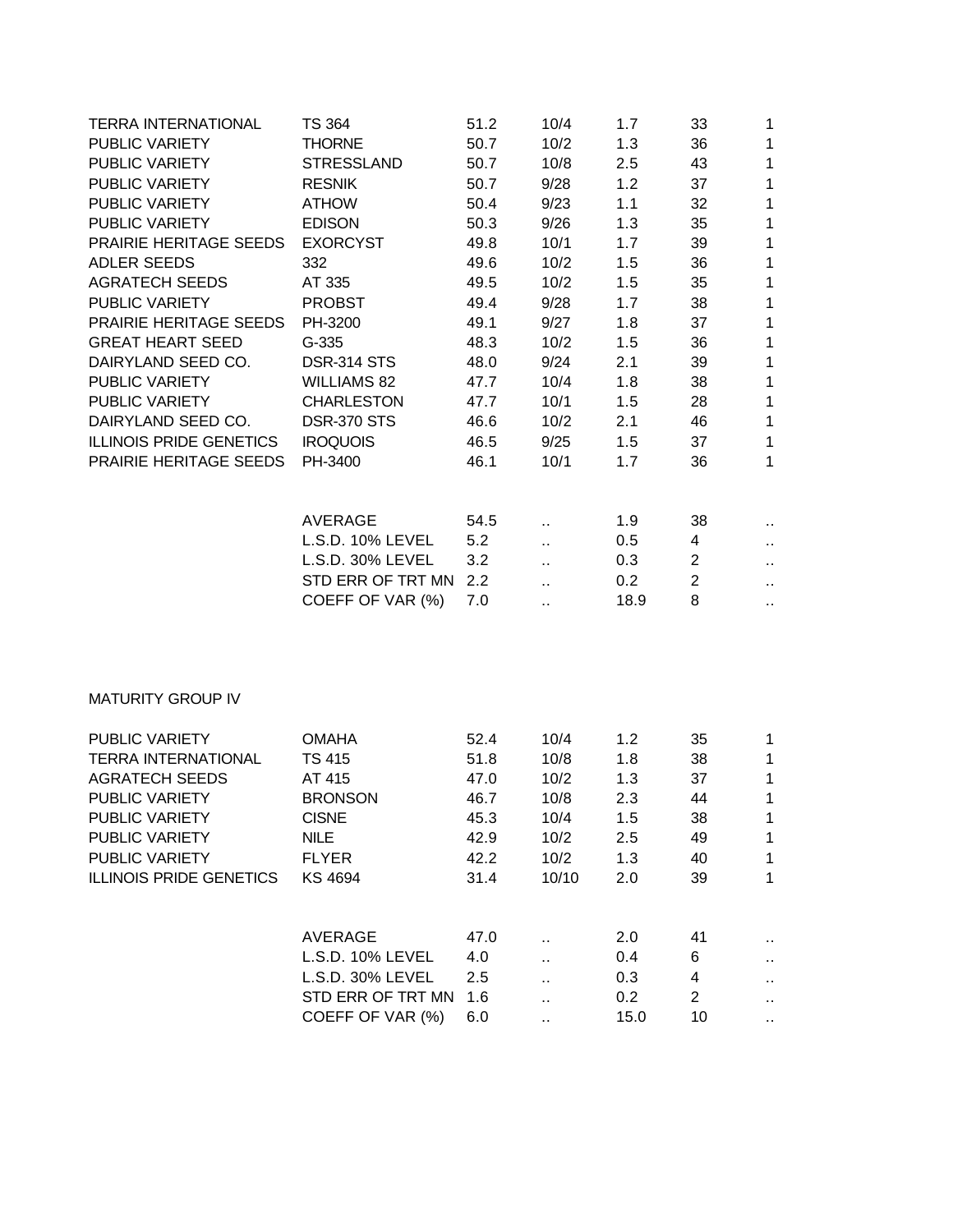| | | | | | | |
|---|---|---|---|---|---|---|
| TERRA INTERNATIONAL | TS 364 | 51.2 | 10/4 | 1.7 | 33 | 1 |
| PUBLIC VARIETY | THORNE | 50.7 | 10/2 | 1.3 | 36 | 1 |
| PUBLIC VARIETY | STRESSLAND | 50.7 | 10/8 | 2.5 | 43 | 1 |
| PUBLIC VARIETY | RESNIK | 50.7 | 9/28 | 1.2 | 37 | 1 |
| PUBLIC VARIETY | ATHOW | 50.4 | 9/23 | 1.1 | 32 | 1 |
| PUBLIC VARIETY | EDISON | 50.3 | 9/26 | 1.3 | 35 | 1 |
| PRAIRIE HERITAGE SEEDS | EXORCYST | 49.8 | 10/1 | 1.7 | 39 | 1 |
| ADLER SEEDS | 332 | 49.6 | 10/2 | 1.5 | 36 | 1 |
| AGRATECH SEEDS | AT 335 | 49.5 | 10/2 | 1.5 | 35 | 1 |
| PUBLIC VARIETY | PROBST | 49.4 | 9/28 | 1.7 | 38 | 1 |
| PRAIRIE HERITAGE SEEDS | PH-3200 | 49.1 | 9/27 | 1.8 | 37 | 1 |
| GREAT HEART SEED | G-335 | 48.3 | 10/2 | 1.5 | 36 | 1 |
| DAIRYLAND SEED CO. | DSR-314 STS | 48.0 | 9/24 | 2.1 | 39 | 1 |
| PUBLIC VARIETY | WILLIAMS 82 | 47.7 | 10/4 | 1.8 | 38 | 1 |
| PUBLIC VARIETY | CHARLESTON | 47.7 | 10/1 | 1.5 | 28 | 1 |
| DAIRYLAND SEED CO. | DSR-370 STS | 46.6 | 10/2 | 2.1 | 46 | 1 |
| ILLINOIS PRIDE GENETICS | IROQUOIS | 46.5 | 9/25 | 1.5 | 37 | 1 |
| PRAIRIE HERITAGE SEEDS | PH-3400 | 46.1 | 10/1 | 1.7 | 36 | 1 |
| | AVERAGE | 54.5 | .. | 1.9 | 38 | .. |
| | L.S.D. 10% LEVEL | 5.2 | .. | 0.5 | 4 | .. |
| | L.S.D. 30% LEVEL | 3.2 | .. | 0.3 | 2 | .. |
| | STD ERR OF TRT MN | 2.2 | .. | 0.2 | 2 | .. |
| | COEFF OF VAR (%) | 7.0 | .. | 18.9 | 8 | .. |

MATURITY GROUP IV

| | | | | | | |
|---|---|---|---|---|---|---|
| PUBLIC VARIETY | OMAHA | 52.4 | 10/4 | 1.2 | 35 | 1 |
| TERRA INTERNATIONAL | TS 415 | 51.8 | 10/8 | 1.8 | 38 | 1 |
| AGRATECH SEEDS | AT 415 | 47.0 | 10/2 | 1.3 | 37 | 1 |
| PUBLIC VARIETY | BRONSON | 46.7 | 10/8 | 2.3 | 44 | 1 |
| PUBLIC VARIETY | CISNE | 45.3 | 10/4 | 1.5 | 38 | 1 |
| PUBLIC VARIETY | NILE | 42.9 | 10/2 | 2.5 | 49 | 1 |
| PUBLIC VARIETY | FLYER | 42.2 | 10/2 | 1.3 | 40 | 1 |
| ILLINOIS PRIDE GENETICS | KS 4694 | 31.4 | 10/10 | 2.0 | 39 | 1 |
| | AVERAGE | 47.0 | .. | 2.0 | 41 | .. |
| | L.S.D. 10% LEVEL | 4.0 | .. | 0.4 | 6 | .. |
| | L.S.D. 30% LEVEL | 2.5 | .. | 0.3 | 4 | .. |
| | STD ERR OF TRT MN | 1.6 | .. | 0.2 | 2 | .. |
| | COEFF OF VAR (%) | 6.0 | .. | 15.0 | 10 | .. |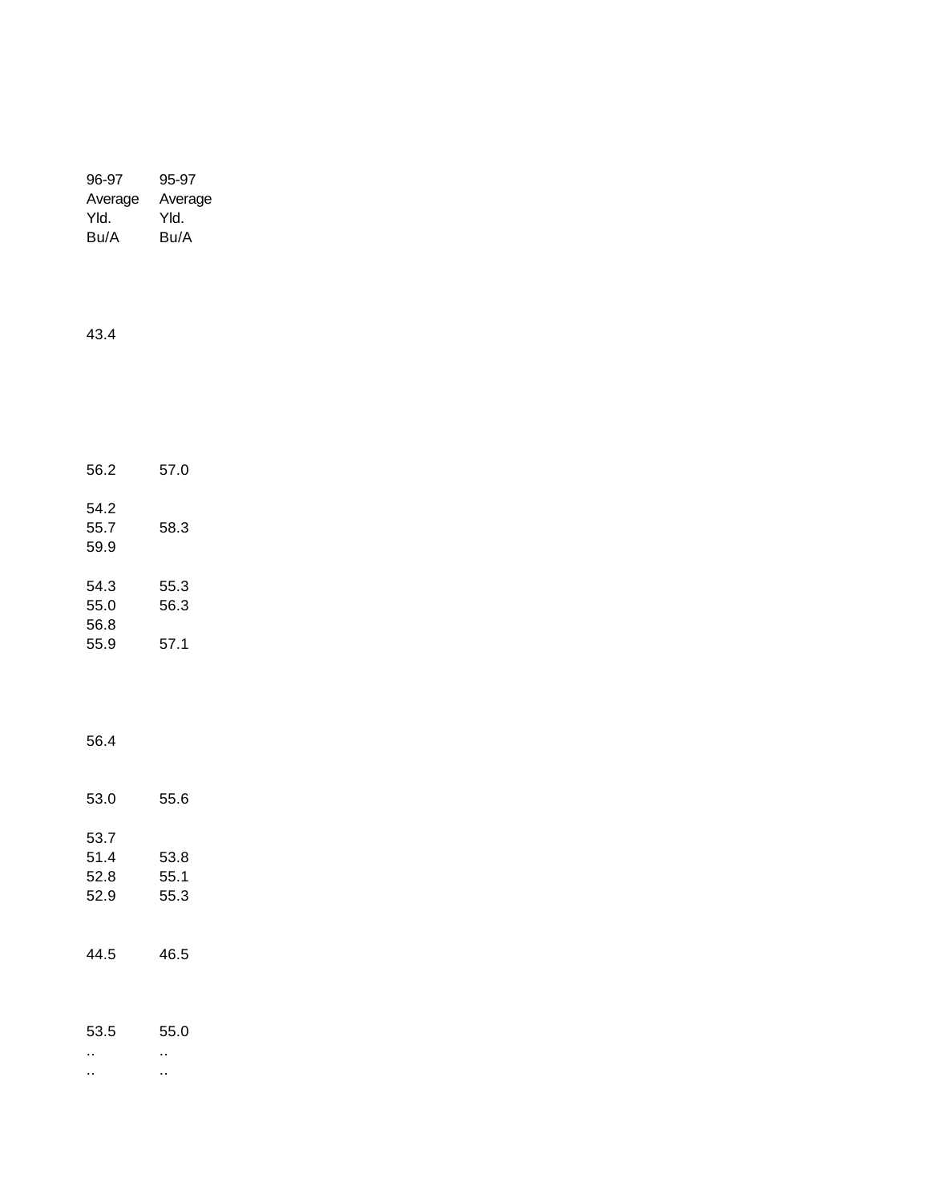| 96-97 Average Yld. Bu/A | 95-97 Average Yld. Bu/A |
|---|---|
| 43.4 | |
| 56.2 | 57.0 |
| 54.2 | |
| 55.7 | 58.3 |
| 59.9 | |
| 54.3 | 55.3 |
| 55.0 | 56.3 |
| 56.8 | |
| 55.9 | 57.1 |
| 56.4 | |
| 53.0 | 55.6 |
| 53.7 | |
| 51.4 | 53.8 |
| 52.8 | 55.1 |
| 52.9 | 55.3 |
| 44.5 | 46.5 |
| 53.5 | 55.0 |
| .. | .. |
| .. | .. |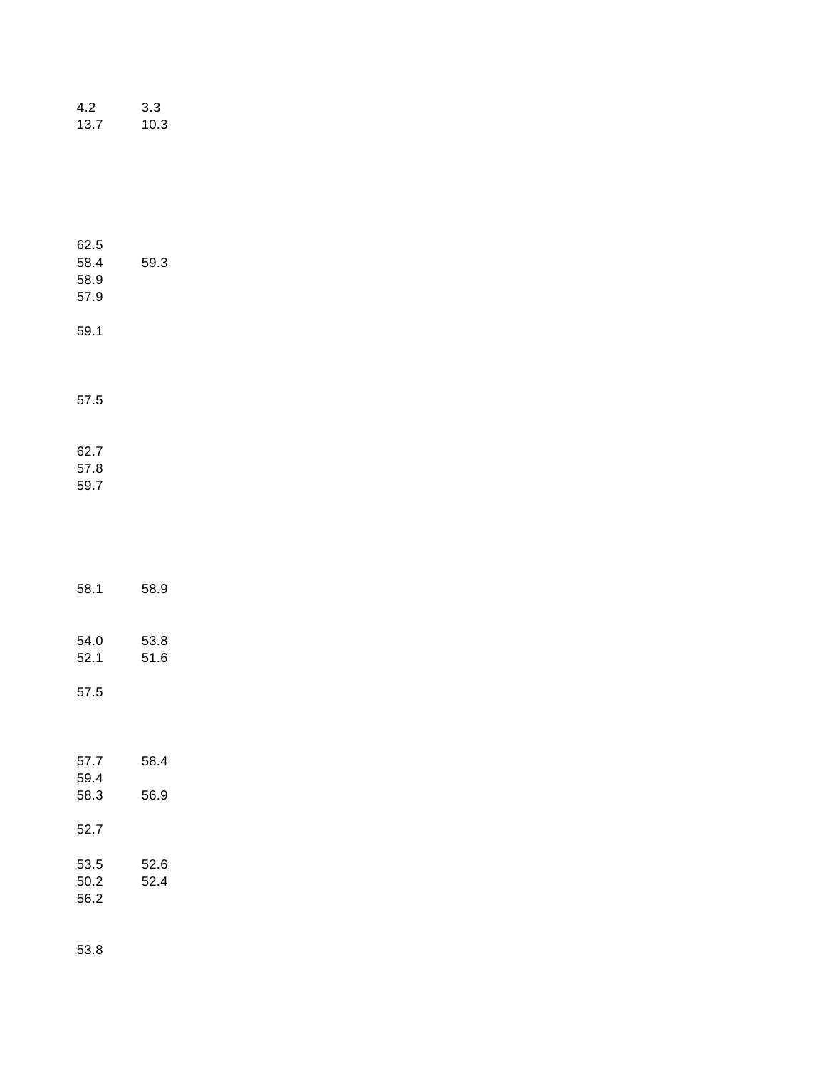| | |
|---|---|
| 4.2 | 3.3 |
| 13.7 | 10.3 |
| | |
| 62.5 | |
| 58.4 | 59.3 |
| 58.9 | |
| 57.9 | |
| | |
| 59.1 | |
| | |
| 57.5 | |
| | |
| 62.7 | |
| 57.8 | |
| 59.7 | |
| | |
| 58.1 | 58.9 |
| | |
| 54.0 | 53.8 |
| 52.1 | 51.6 |
| | |
| 57.5 | |
| | |
| 57.7 | 58.4 |
| 59.4 | |
| 58.3 | 56.9 |
| | |
| 52.7 | |
| | |
| 53.5 | 52.6 |
| 50.2 | 52.4 |
| 56.2 | |
| | |
| 53.8 | |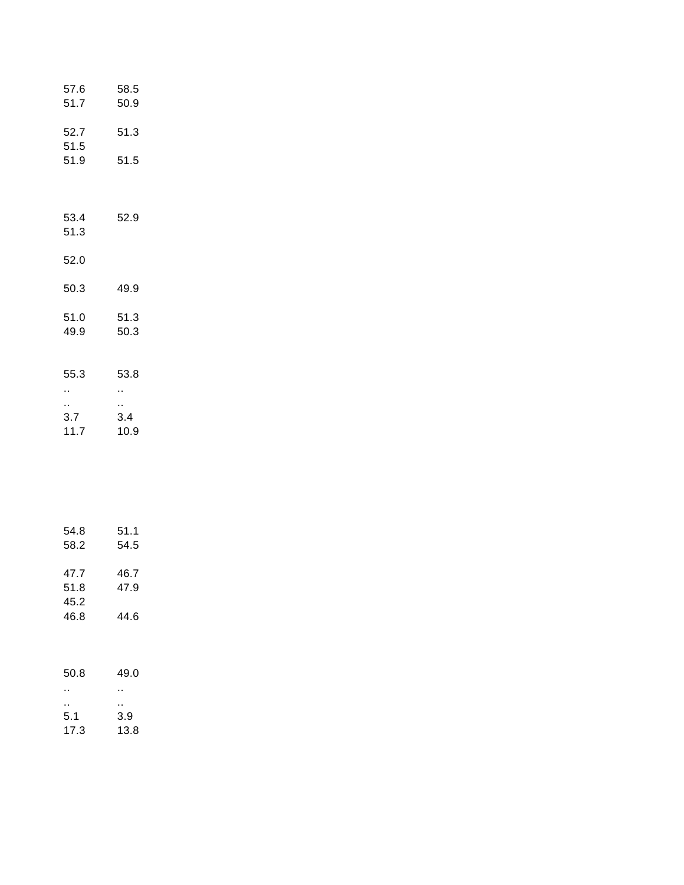| | |
|---|---|
| 57.6 | 58.5 |
| 51.7 | 50.9 |
| | |
| 52.7 | 51.3 |
| 51.5 | |
| 51.9 | 51.5 |
| | |
| | |
| | |
| 53.4 | 52.9 |
| 51.3 | |
| | |
| 52.0 | |
| | |
| 50.3 | 49.9 |
| | |
| 51.0 | 51.3 |
| 49.9 | 50.3 |
| | |
| | |
| 55.3 | 53.8 |
| .. | .. |
| .. | .. |
| 3.7 | 3.4 |
| 11.7 | 10.9 |
| | |
| | |
| | |
| | |
| | |
| | |
| 54.8 | 51.1 |
| 58.2 | 54.5 |
| | |
| 47.7 | 46.7 |
| 51.8 | 47.9 |
| 45.2 | |
| 46.8 | 44.6 |
| | |
| | |
| | |
| 50.8 | 49.0 |
| .. | .. |
| .. | .. |
| 5.1 | 3.9 |
| 17.3 | 13.8 |